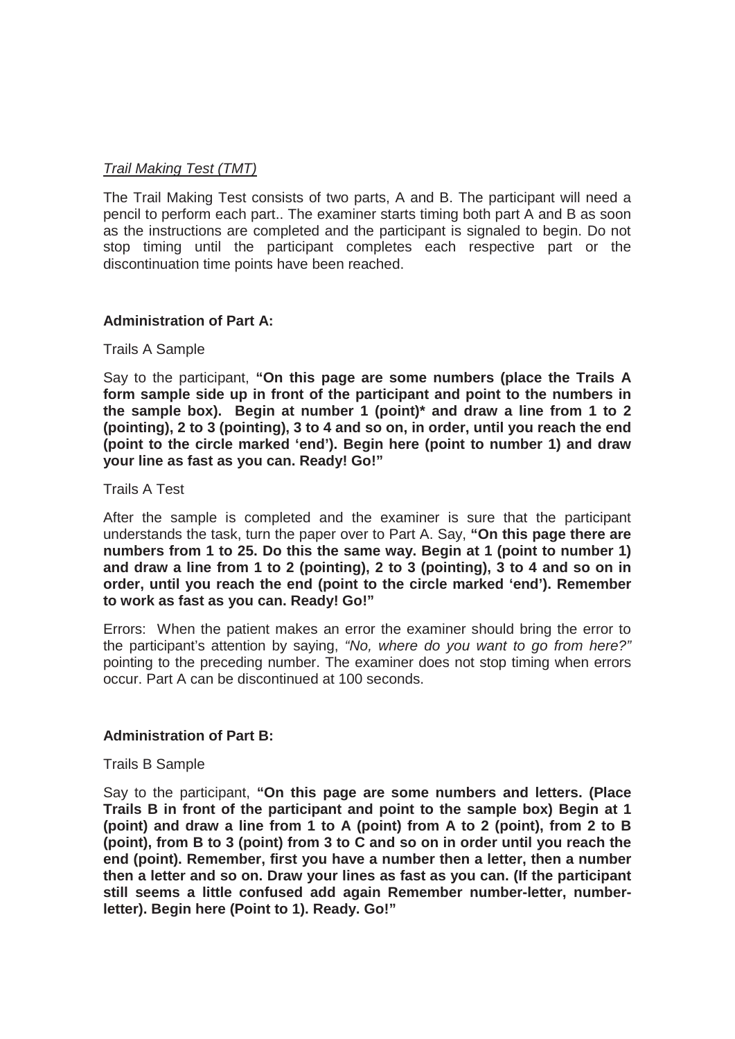*Trail Making Test (TMT)*

The Trail Making Test consists of two parts, A and B. The participant will need a pencil to perform each part.. The examiner starts timing both part A and B as soon as the instructions are completed and the participant is signaled to begin. Do not stop timing until the participant completes each respective part or the discontinuation time points have been reached.

**Administration of Part A:**

Trails A Sample

Say to the participant, **"On this page are some numbers (place the Trails A form sample side up in front of the participant and point to the numbers in the sample box). Begin at number 1 (point)* and draw a line from 1 to 2 (pointing), 2 to 3 (pointing), 3 to 4 and so on, in order, until you reach the end (point to the circle marked 'end'). Begin here (point to number 1) and draw your line as fast as you can. Ready! Go!"**

Trails A Test

After the sample is completed and the examiner is sure that the participant understands the task, turn the paper over to Part A. Say, **"On this page there are numbers from 1 to 25. Do this the same way. Begin at 1 (point to number 1) and draw a line from 1 to 2 (pointing), 2 to 3 (pointing), 3 to 4 and so on in order, until you reach the end (point to the circle marked 'end'). Remember to work as fast as you can. Ready! Go!"**

Errors: When the patient makes an error the examiner should bring the error to the participant's attention by saying, *"No, where do you want to go from here?"* pointing to the preceding number. The examiner does not stop timing when errors occur. Part A can be discontinued at 100 seconds.

**Administration of Part B:**

Trails B Sample

Say to the participant, **"On this page are some numbers and letters. (Place Trails B in front of the participant and point to the sample box) Begin at 1 (point) and draw a line from 1 to A (point) from A to 2 (point), from 2 to B (point), from B to 3 (point) from 3 to C and so on in order until you reach the end (point). Remember, first you have a number then a letter, then a number then a letter and so on. Draw your lines as fast as you can. (If the participant still seems a little confused add again Remember number-letter, number-letter). Begin here (Point to 1). Ready. Go!"**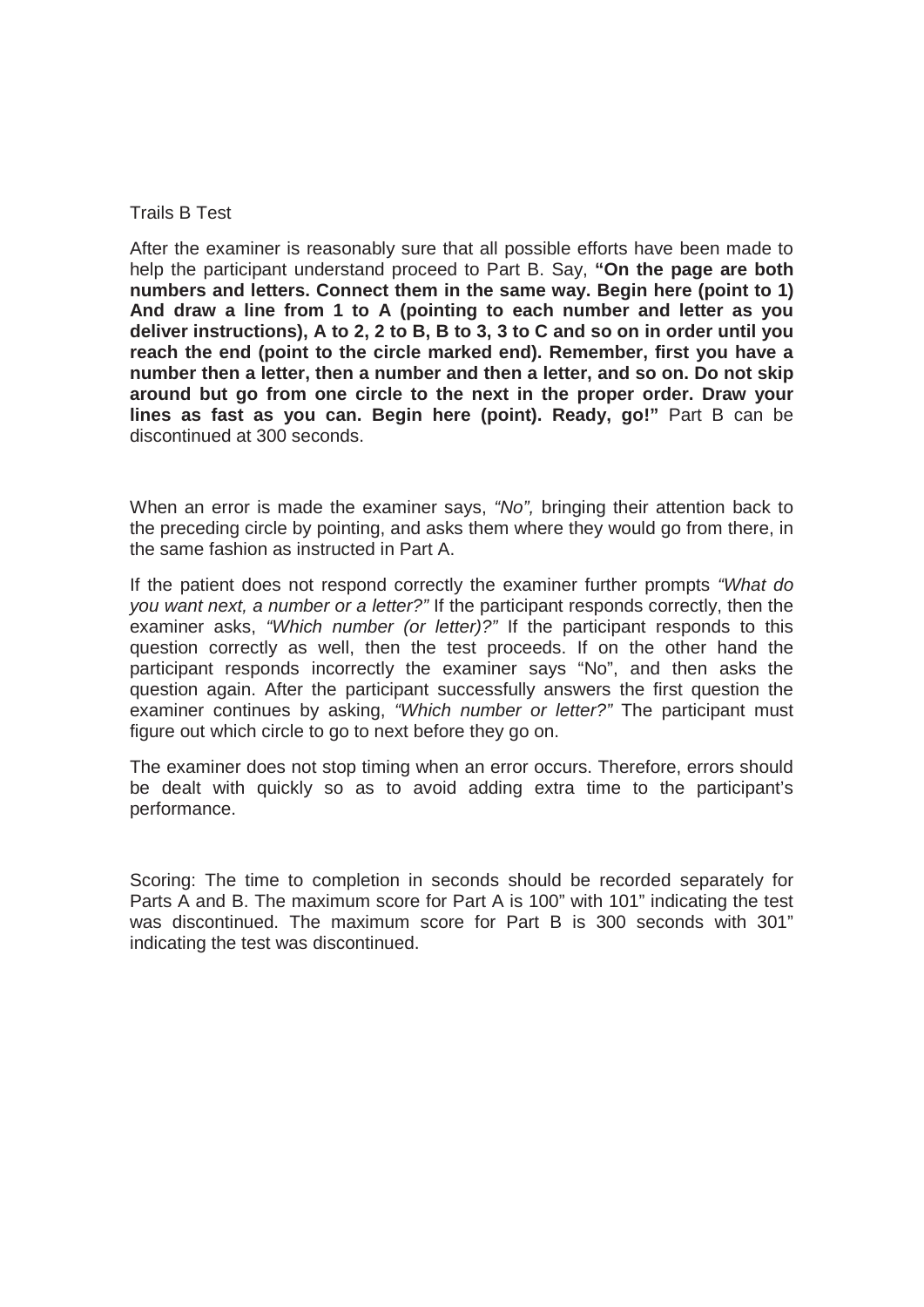Trails B Test

After the examiner is reasonably sure that all possible efforts have been made to help the participant understand proceed to Part B. Say, **"On the page are both numbers and letters. Connect them in the same way. Begin here (point to 1) And draw a line from 1 to A (pointing to each number and letter as you deliver instructions), A to 2, 2 to B, B to 3, 3 to C and so on in order until you reach the end (point to the circle marked end). Remember, first you have a number then a letter, then a number and then a letter, and so on. Do not skip around but go from one circle to the next in the proper order. Draw your lines as fast as you can. Begin here (point). Ready, go!"** Part B can be discontinued at 300 seconds.

When an error is made the examiner says, *"No",* bringing their attention back to the preceding circle by pointing, and asks them where they would go from there, in the same fashion as instructed in Part A.

If the patient does not respond correctly the examiner further prompts *"What do you want next, a number or a letter?"* If the participant responds correctly, then the examiner asks, *"Which number (or letter)?"* If the participant responds to this question correctly as well, then the test proceeds. If on the other hand the participant responds incorrectly the examiner says "No", and then asks the question again. After the participant successfully answers the first question the examiner continues by asking, *"Which number or letter?"* The participant must figure out which circle to go to next before they go on.

The examiner does not stop timing when an error occurs. Therefore, errors should be dealt with quickly so as to avoid adding extra time to the participant's performance.

Scoring: The time to completion in seconds should be recorded separately for Parts A and B. The maximum score for Part A is 100" with 101" indicating the test was discontinued. The maximum score for Part B is 300 seconds with 301" indicating the test was discontinued.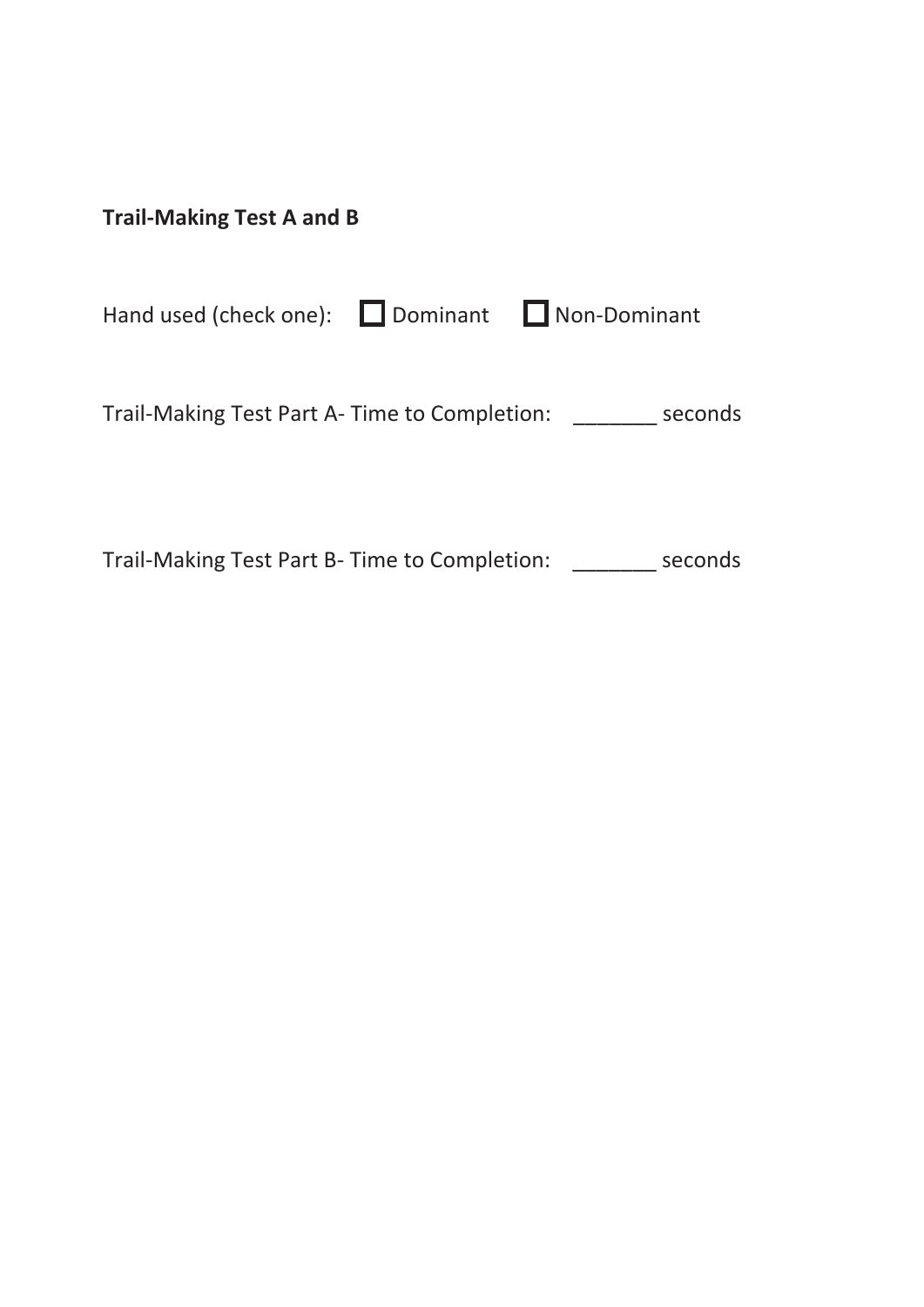**Trail-Making Test A and B**

Hand used (check one): ☐ Dominant ☐ Non-Dominant

Trail-Making Test Part A- Time to Completion: _______ seconds

Trail-Making Test Part B- Time to Completion: _______ seconds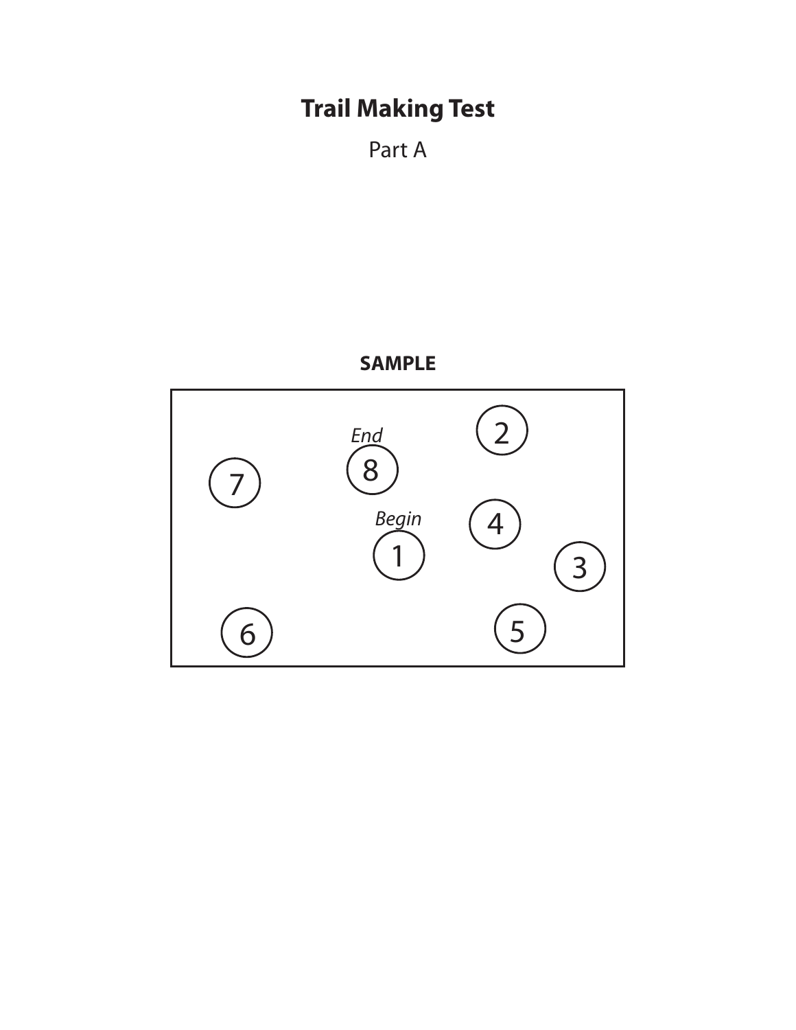# Trail Making Test

Part A

**SAMPLE**

*End*
8

7

2

*Begin*
1

4

3

6

5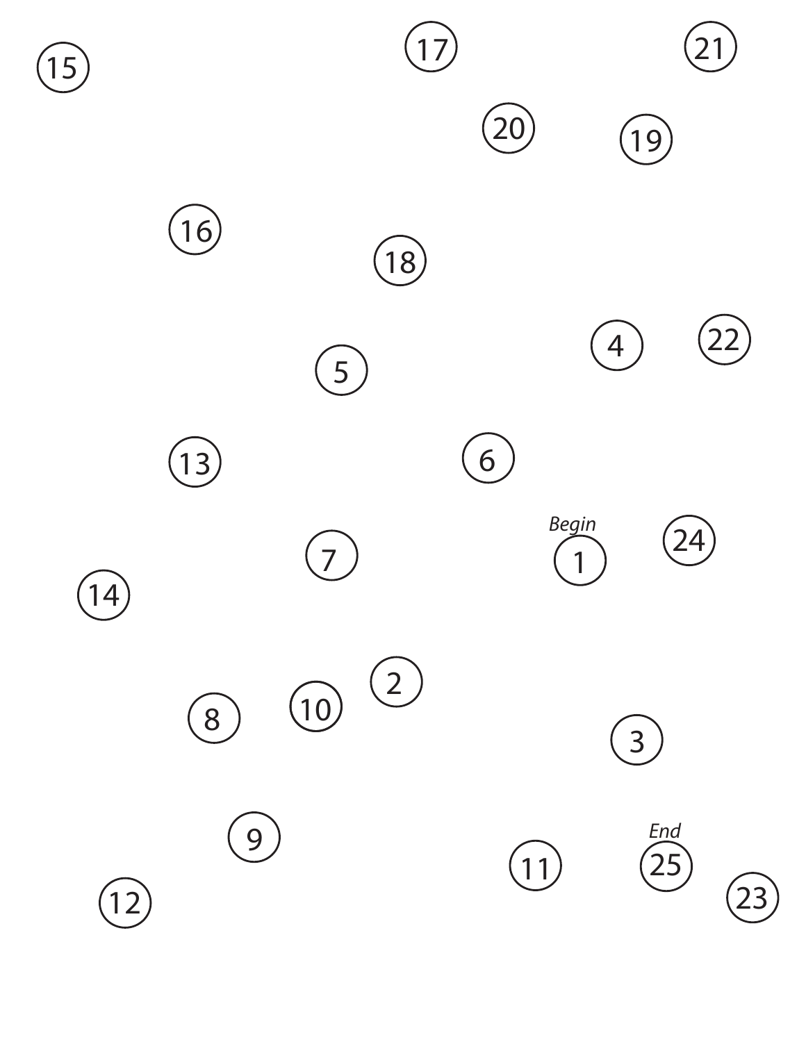15 17 21

20 19

16

18

4 22

5

13 6

Begin

1 24

7

14

2

8 10

3

9

End

11 25

12 23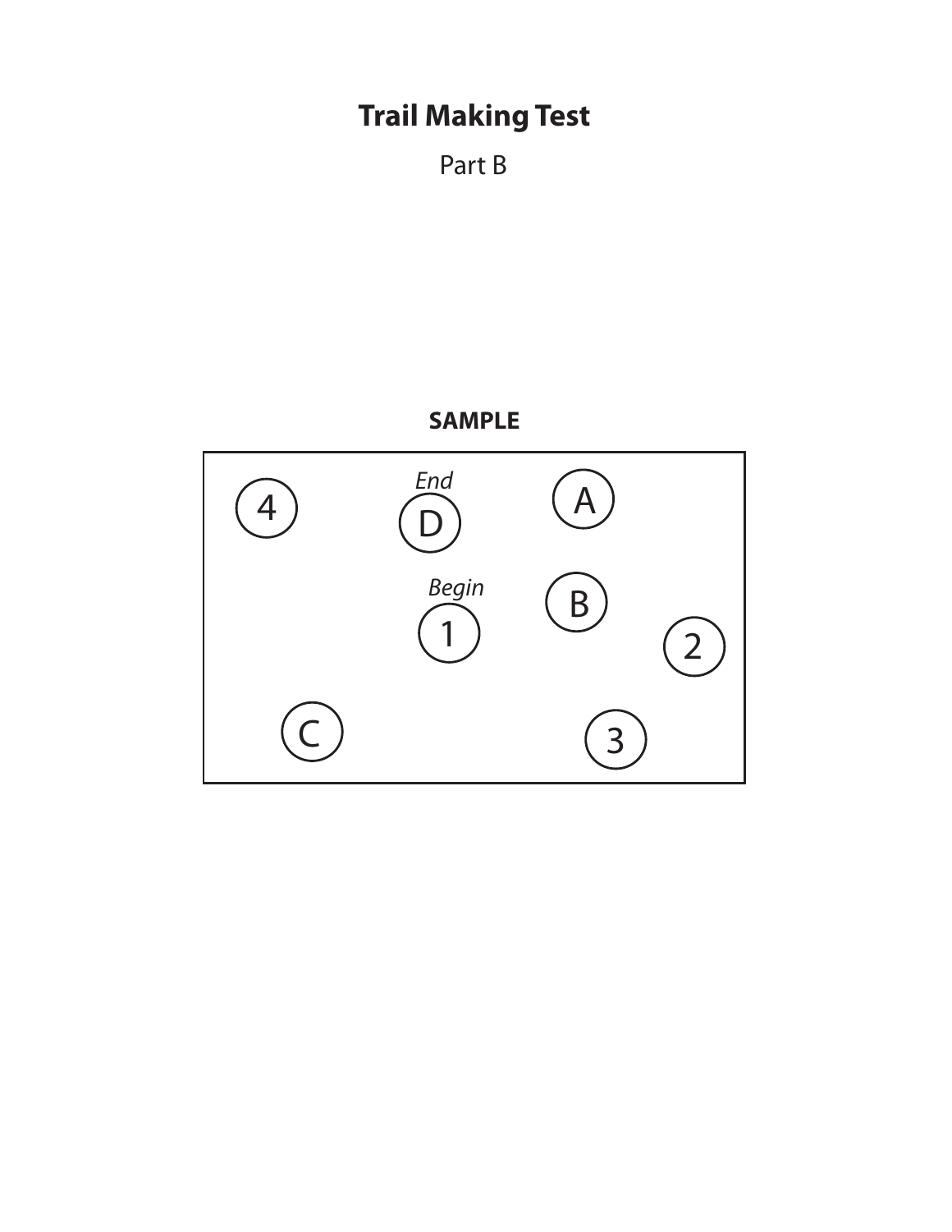# Trail Making Test

Part B

**SAMPLE**

4

*End*

D

A

*Begin*

1

B

2

C

3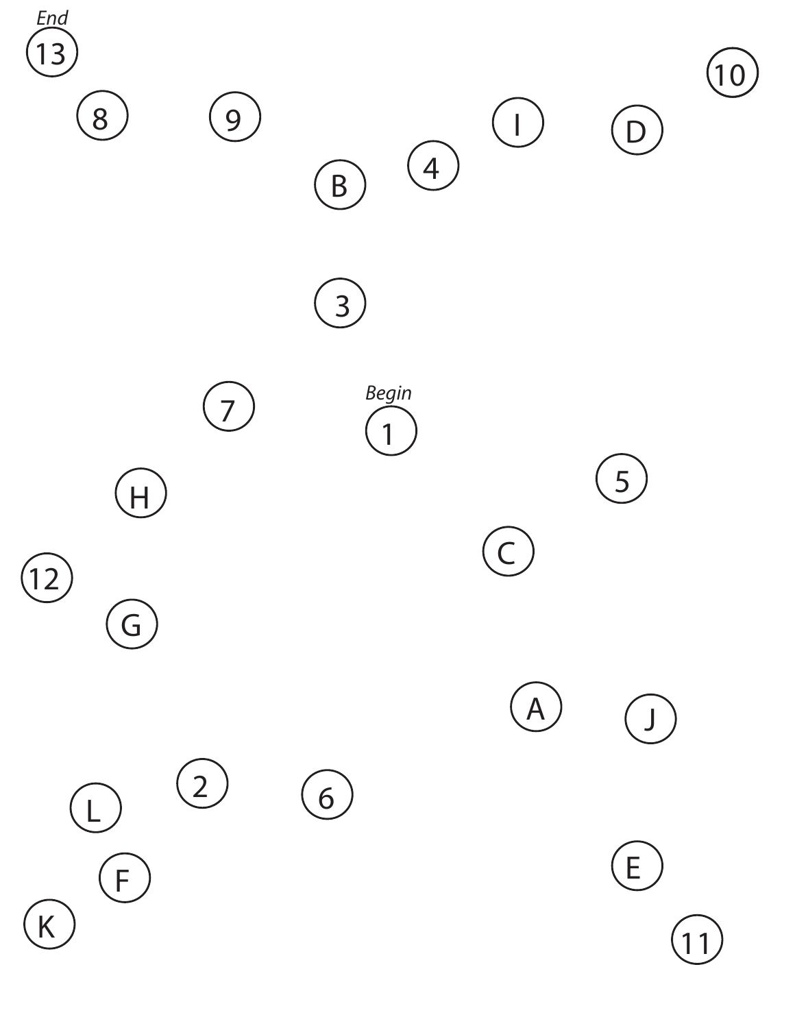*End*

13

8

9

10

I

D

4

B

3

*Begin*

7

1

5

H

C

12

G

A

J

2

6

L

F

E

K

11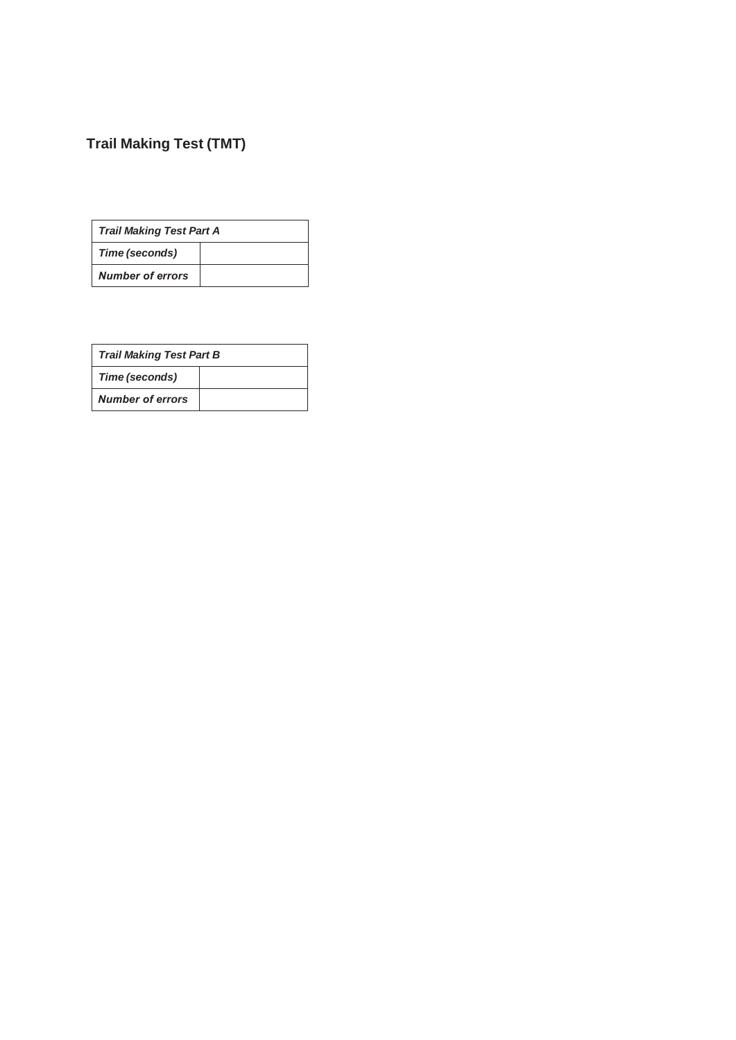## Trail Making Test (TMT)

| *Trail Making Test Part A* | |
|---|---|
| *Time (seconds)* | |
| *Number of errors* | |

| *Trail Making Test Part B* | |
|---|---|
| *Time (seconds)* | |
| *Number of errors* | |